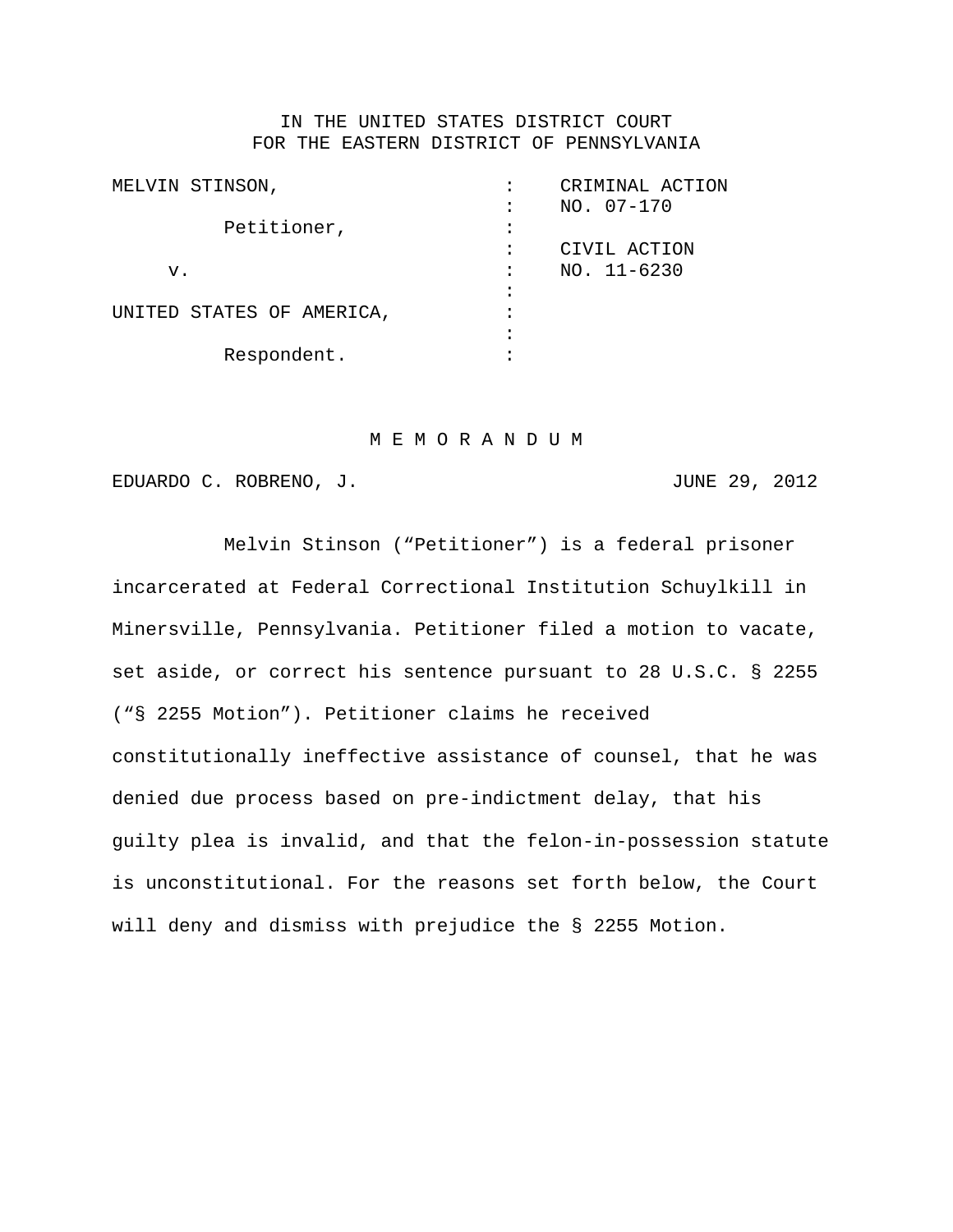IN THE UNITED STATES DISTRICT COURT
FOR THE EASTERN DISTRICT OF PENNSYLVANIA

| | | |
|---|---|---|
| MELVIN STINSON, | : | CRIMINAL ACTION |
| | : | NO. 07-170 |
| Petitioner, | : | |
| | : | CIVIL ACTION |
| v. | : | NO. 11-6230 |
| | : | |
| UNITED STATES OF AMERICA, | : | |
| | : | |
| Respondent. | : | |

M E M O R A N D U M

EDUARDO C. ROBRENO, J. JUNE 29, 2012

Melvin Stinson ("Petitioner") is a federal prisoner incarcerated at Federal Correctional Institution Schuylkill in Minersville, Pennsylvania. Petitioner filed a motion to vacate, set aside, or correct his sentence pursuant to 28 U.S.C. § 2255 ("§ 2255 Motion"). Petitioner claims he received constitutionally ineffective assistance of counsel, that he was denied due process based on pre-indictment delay, that his guilty plea is invalid, and that the felon-in-possession statute is unconstitutional. For the reasons set forth below, the Court will deny and dismiss with prejudice the § 2255 Motion.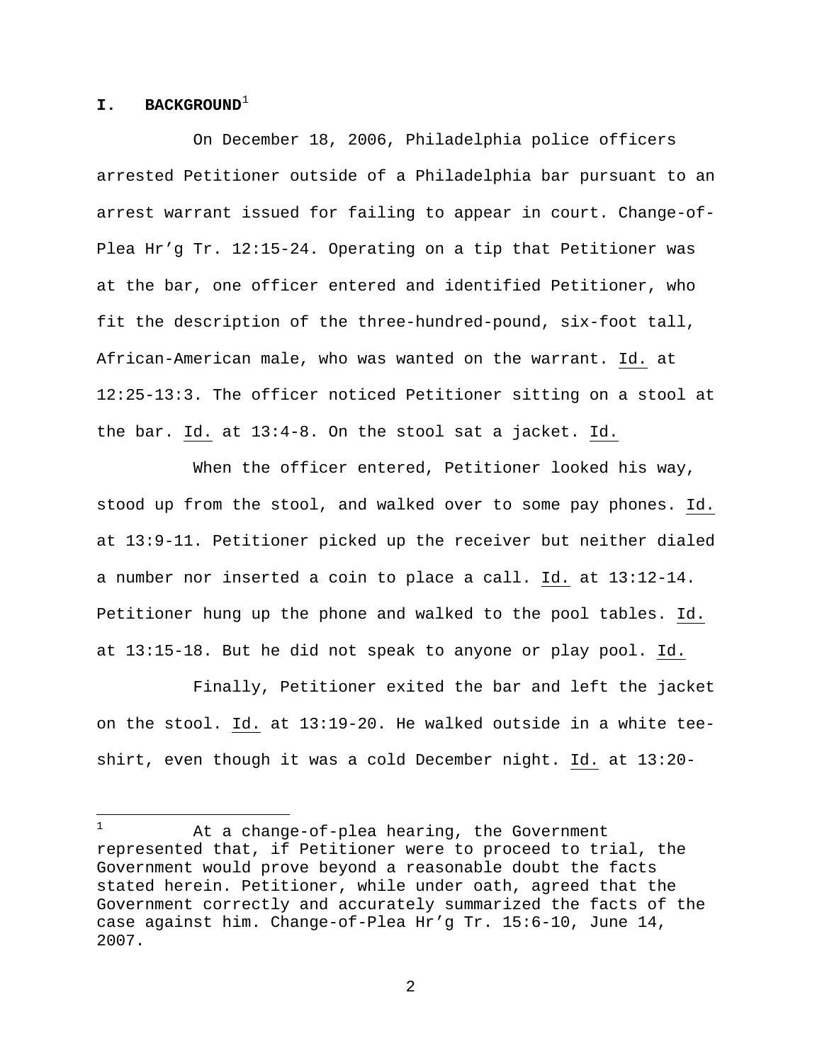## I. BACKGROUND[1]

On December 18, 2006, Philadelphia police officers arrested Petitioner outside of a Philadelphia bar pursuant to an arrest warrant issued for failing to appear in court. Change-of-Plea Hr'g Tr. 12:15-24. Operating on a tip that Petitioner was at the bar, one officer entered and identified Petitioner, who fit the description of the three-hundred-pound, six-foot tall, African-American male, who was wanted on the warrant. Id. at 12:25-13:3. The officer noticed Petitioner sitting on a stool at the bar. Id. at 13:4-8. On the stool sat a jacket. Id.

When the officer entered, Petitioner looked his way, stood up from the stool, and walked over to some pay phones. Id. at 13:9-11. Petitioner picked up the receiver but neither dialed a number nor inserted a coin to place a call. Id. at 13:12-14. Petitioner hung up the phone and walked to the pool tables. Id. at 13:15-18. But he did not speak to anyone or play pool. Id.

Finally, Petitioner exited the bar and left the jacket on the stool. Id. at 13:19-20. He walked outside in a white tee-shirt, even though it was a cold December night. Id. at 13:20-

---

[1] At a change-of-plea hearing, the Government represented that, if Petitioner were to proceed to trial, the Government would prove beyond a reasonable doubt the facts stated herein. Petitioner, while under oath, agreed that the Government correctly and accurately summarized the facts of the case against him. Change-of-Plea Hr'g Tr. 15:6-10, June 14, 2007.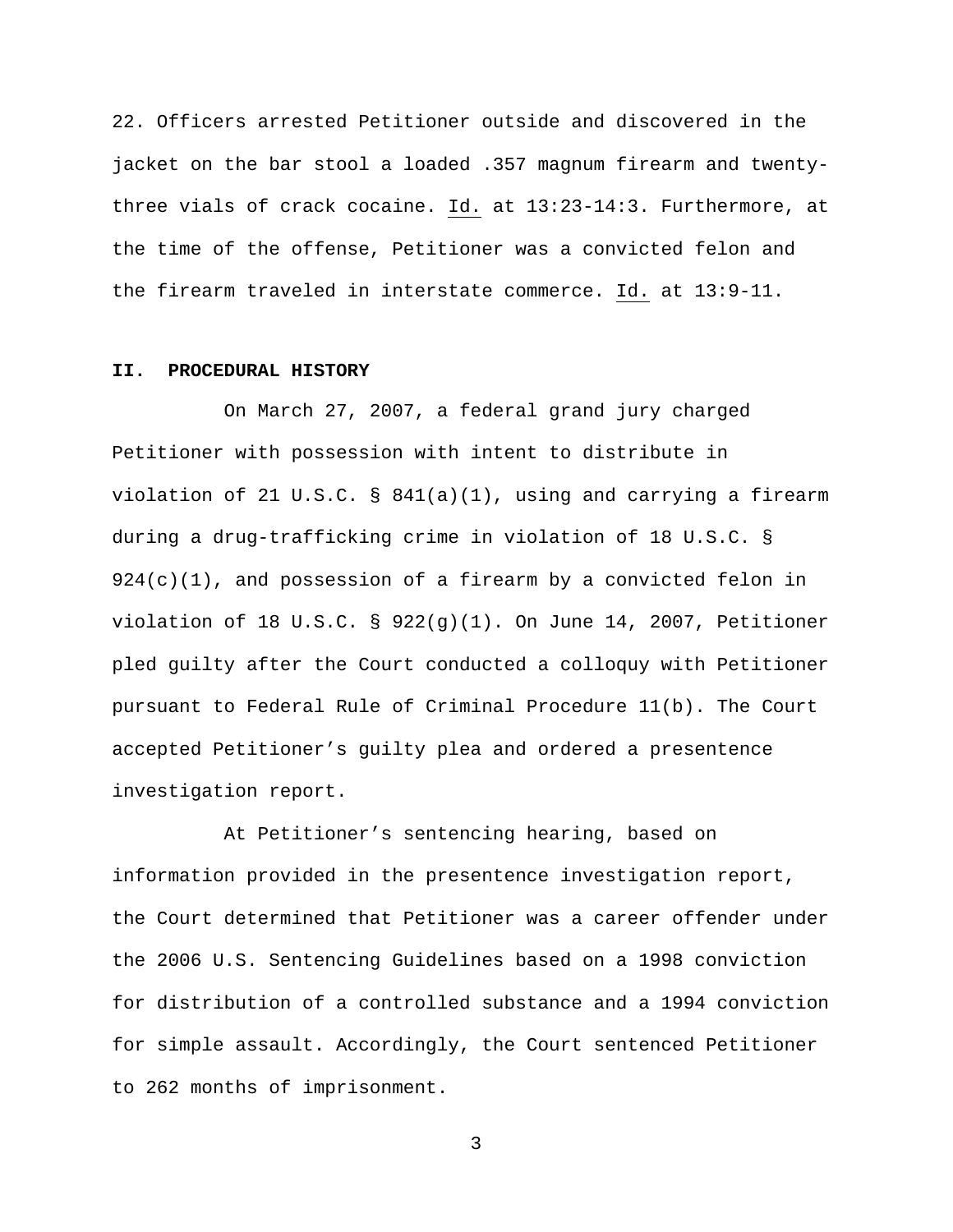22. Officers arrested Petitioner outside and discovered in the jacket on the bar stool a loaded .357 magnum firearm and twenty-three vials of crack cocaine. Id. at 13:23-14:3. Furthermore, at the time of the offense, Petitioner was a convicted felon and the firearm traveled in interstate commerce. Id. at 13:9-11.

## II. PROCEDURAL HISTORY

On March 27, 2007, a federal grand jury charged Petitioner with possession with intent to distribute in violation of 21 U.S.C. § 841(a)(1), using and carrying a firearm during a drug-trafficking crime in violation of 18 U.S.C. § 924(c)(1), and possession of a firearm by a convicted felon in violation of 18 U.S.C. § 922(g)(1). On June 14, 2007, Petitioner pled guilty after the Court conducted a colloquy with Petitioner pursuant to Federal Rule of Criminal Procedure 11(b). The Court accepted Petitioner's guilty plea and ordered a presentence investigation report.

At Petitioner's sentencing hearing, based on information provided in the presentence investigation report, the Court determined that Petitioner was a career offender under the 2006 U.S. Sentencing Guidelines based on a 1998 conviction for distribution of a controlled substance and a 1994 conviction for simple assault. Accordingly, the Court sentenced Petitioner to 262 months of imprisonment.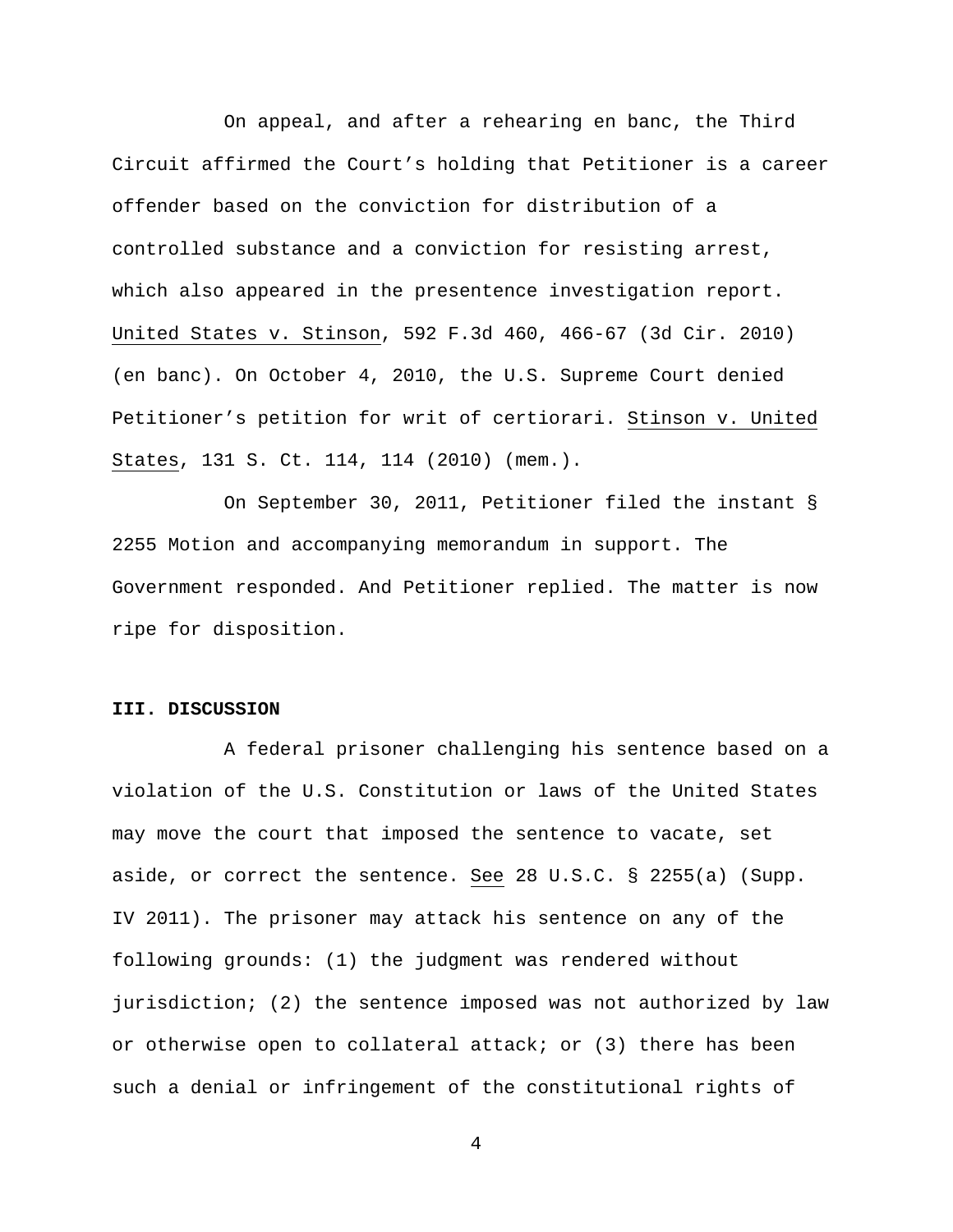On appeal, and after a rehearing en banc, the Third Circuit affirmed the Court's holding that Petitioner is a career offender based on the conviction for distribution of a controlled substance and a conviction for resisting arrest, which also appeared in the presentence investigation report. United States v. Stinson, 592 F.3d 460, 466-67 (3d Cir. 2010) (en banc). On October 4, 2010, the U.S. Supreme Court denied Petitioner's petition for writ of certiorari. Stinson v. United States, 131 S. Ct. 114, 114 (2010) (mem.).

On September 30, 2011, Petitioner filed the instant § 2255 Motion and accompanying memorandum in support. The Government responded. And Petitioner replied. The matter is now ripe for disposition.

**III. DISCUSSION**

A federal prisoner challenging his sentence based on a violation of the U.S. Constitution or laws of the United States may move the court that imposed the sentence to vacate, set aside, or correct the sentence. See 28 U.S.C. § 2255(a) (Supp. IV 2011). The prisoner may attack his sentence on any of the following grounds: (1) the judgment was rendered without jurisdiction; (2) the sentence imposed was not authorized by law or otherwise open to collateral attack; or (3) there has been such a denial or infringement of the constitutional rights of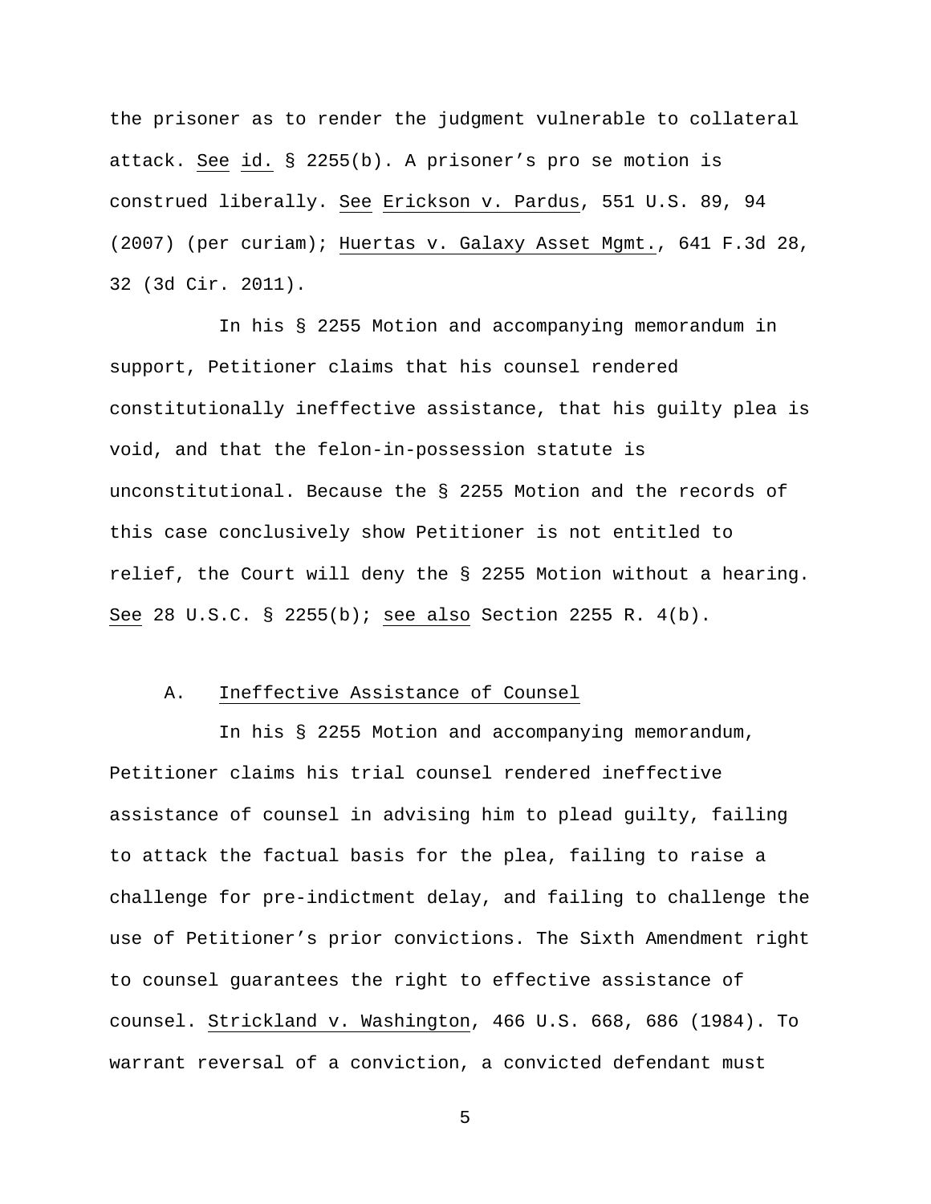the prisoner as to render the judgment vulnerable to collateral attack. See id. § 2255(b). A prisoner's pro se motion is construed liberally. See Erickson v. Pardus, 551 U.S. 89, 94 (2007) (per curiam); Huertas v. Galaxy Asset Mgmt., 641 F.3d 28, 32 (3d Cir. 2011).

In his § 2255 Motion and accompanying memorandum in support, Petitioner claims that his counsel rendered constitutionally ineffective assistance, that his guilty plea is void, and that the felon-in-possession statute is unconstitutional. Because the § 2255 Motion and the records of this case conclusively show Petitioner is not entitled to relief, the Court will deny the § 2255 Motion without a hearing. See 28 U.S.C. § 2255(b); see also Section 2255 R. 4(b).

### A. Ineffective Assistance of Counsel

In his § 2255 Motion and accompanying memorandum, Petitioner claims his trial counsel rendered ineffective assistance of counsel in advising him to plead guilty, failing to attack the factual basis for the plea, failing to raise a challenge for pre-indictment delay, and failing to challenge the use of Petitioner's prior convictions. The Sixth Amendment right to counsel guarantees the right to effective assistance of counsel. Strickland v. Washington, 466 U.S. 668, 686 (1984). To warrant reversal of a conviction, a convicted defendant must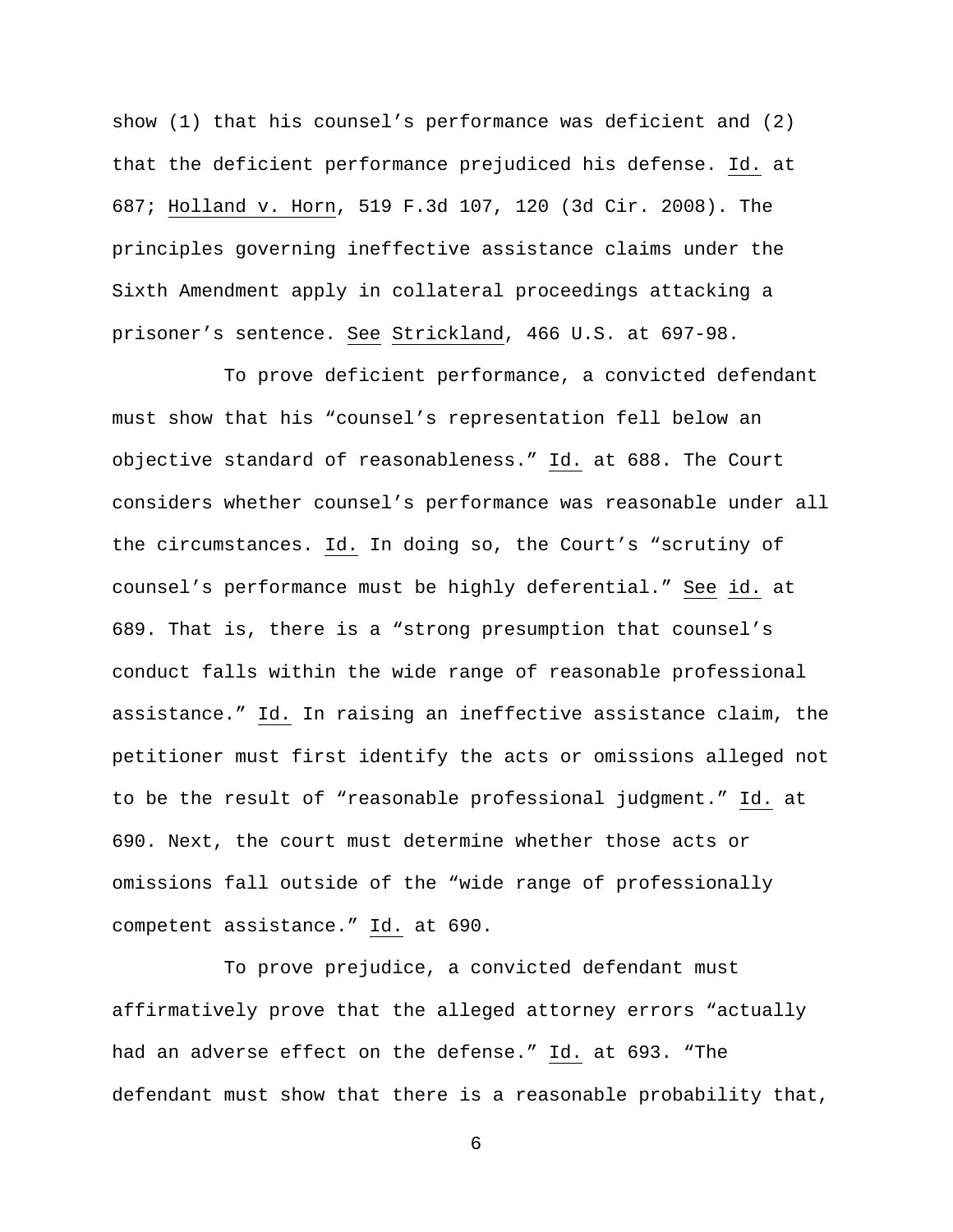show (1) that his counsel's performance was deficient and (2) that the deficient performance prejudiced his defense. Id. at 687; Holland v. Horn, 519 F.3d 107, 120 (3d Cir. 2008). The principles governing ineffective assistance claims under the Sixth Amendment apply in collateral proceedings attacking a prisoner's sentence. See Strickland, 466 U.S. at 697-98.

To prove deficient performance, a convicted defendant must show that his "counsel's representation fell below an objective standard of reasonableness." Id. at 688. The Court considers whether counsel's performance was reasonable under all the circumstances. Id. In doing so, the Court's "scrutiny of counsel's performance must be highly deferential." See id. at 689. That is, there is a "strong presumption that counsel's conduct falls within the wide range of reasonable professional assistance." Id. In raising an ineffective assistance claim, the petitioner must first identify the acts or omissions alleged not to be the result of "reasonable professional judgment." Id. at 690. Next, the court must determine whether those acts or omissions fall outside of the "wide range of professionally competent assistance." Id. at 690.

To prove prejudice, a convicted defendant must affirmatively prove that the alleged attorney errors "actually had an adverse effect on the defense." Id. at 693. "The defendant must show that there is a reasonable probability that,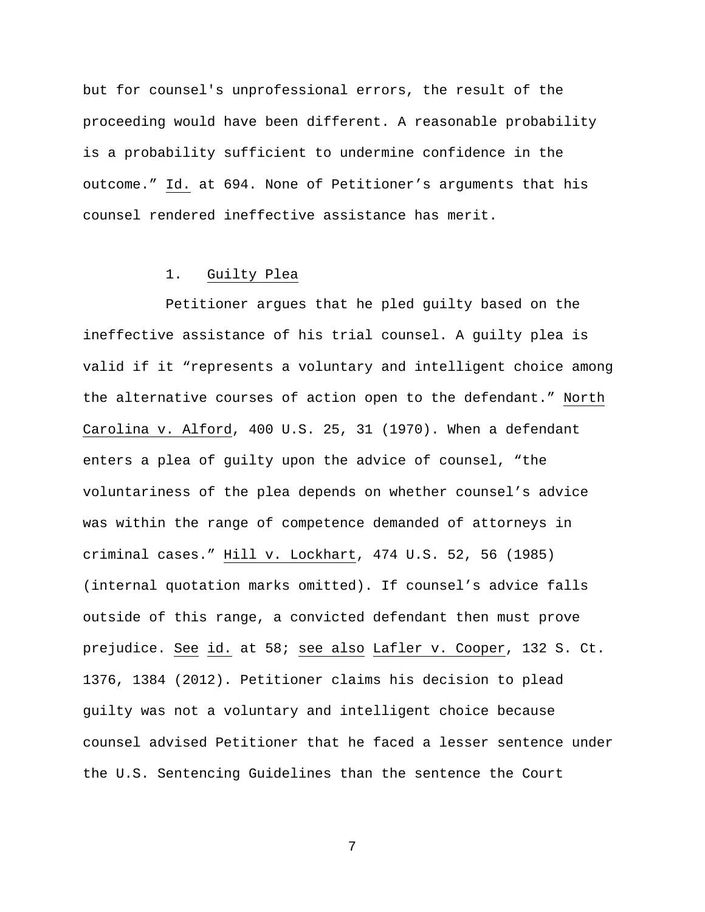but for counsel's unprofessional errors, the result of the proceeding would have been different. A reasonable probability is a probability sufficient to undermine confidence in the outcome." Id. at 694. None of Petitioner's arguments that his counsel rendered ineffective assistance has merit.

### 1. Guilty Plea

Petitioner argues that he pled guilty based on the ineffective assistance of his trial counsel. A guilty plea is valid if it "represents a voluntary and intelligent choice among the alternative courses of action open to the defendant." North Carolina v. Alford, 400 U.S. 25, 31 (1970). When a defendant enters a plea of guilty upon the advice of counsel, "the voluntariness of the plea depends on whether counsel's advice was within the range of competence demanded of attorneys in criminal cases." Hill v. Lockhart, 474 U.S. 52, 56 (1985) (internal quotation marks omitted). If counsel's advice falls outside of this range, a convicted defendant then must prove prejudice. See id. at 58; see also Lafler v. Cooper, 132 S. Ct. 1376, 1384 (2012). Petitioner claims his decision to plead guilty was not a voluntary and intelligent choice because counsel advised Petitioner that he faced a lesser sentence under the U.S. Sentencing Guidelines than the sentence the Court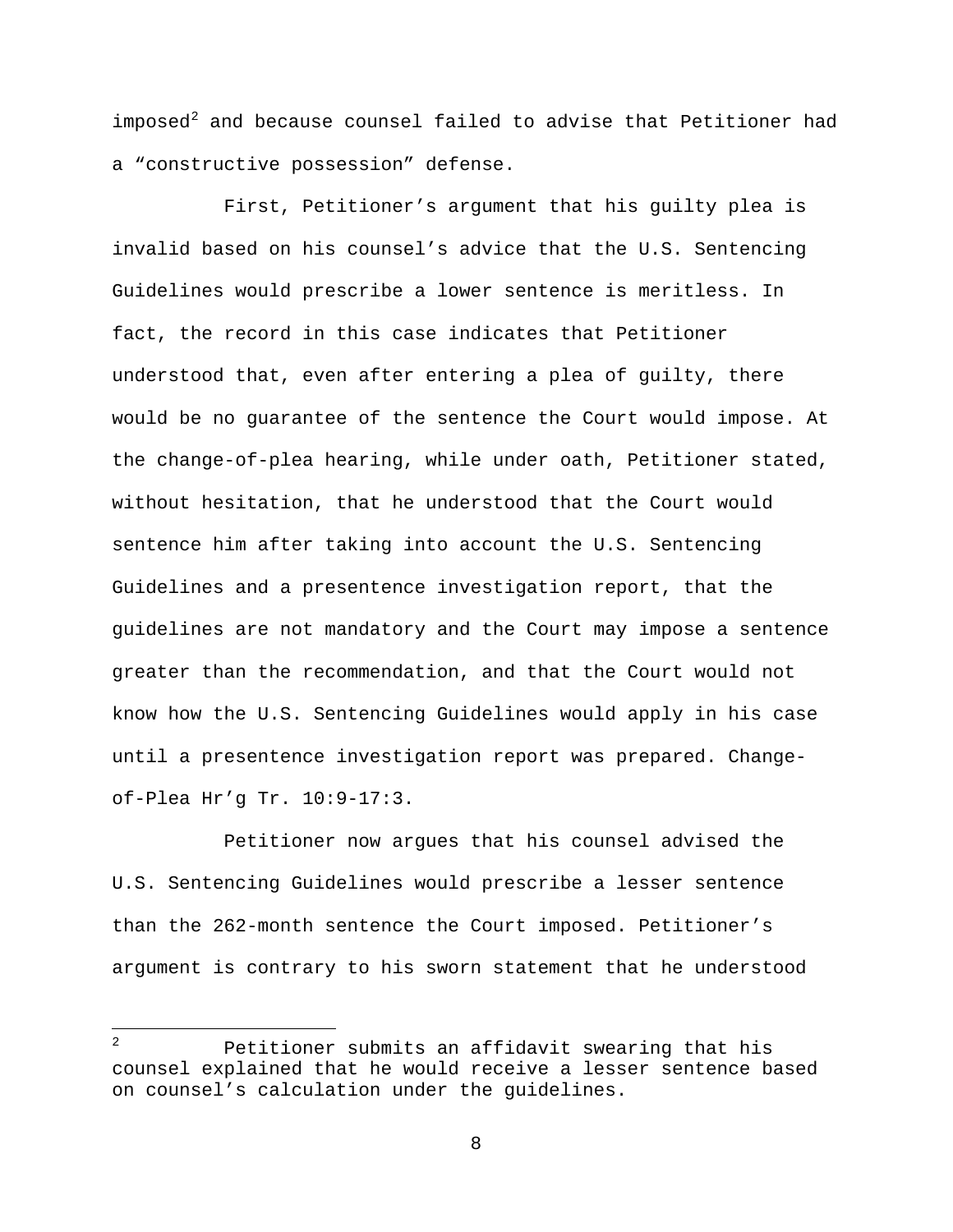imposed[2] and because counsel failed to advise that Petitioner had a "constructive possession" defense.

First, Petitioner's argument that his guilty plea is invalid based on his counsel's advice that the U.S. Sentencing Guidelines would prescribe a lower sentence is meritless. In fact, the record in this case indicates that Petitioner understood that, even after entering a plea of guilty, there would be no guarantee of the sentence the Court would impose. At the change-of-plea hearing, while under oath, Petitioner stated, without hesitation, that he understood that the Court would sentence him after taking into account the U.S. Sentencing Guidelines and a presentence investigation report, that the guidelines are not mandatory and the Court may impose a sentence greater than the recommendation, and that the Court would not know how the U.S. Sentencing Guidelines would apply in his case until a presentence investigation report was prepared. Change-of-Plea Hr'g Tr. 10:9-17:3.

Petitioner now argues that his counsel advised the U.S. Sentencing Guidelines would prescribe a lesser sentence than the 262-month sentence the Court imposed. Petitioner's argument is contrary to his sworn statement that he understood

---

[2] Petitioner submits an affidavit swearing that his counsel explained that he would receive a lesser sentence based on counsel's calculation under the guidelines.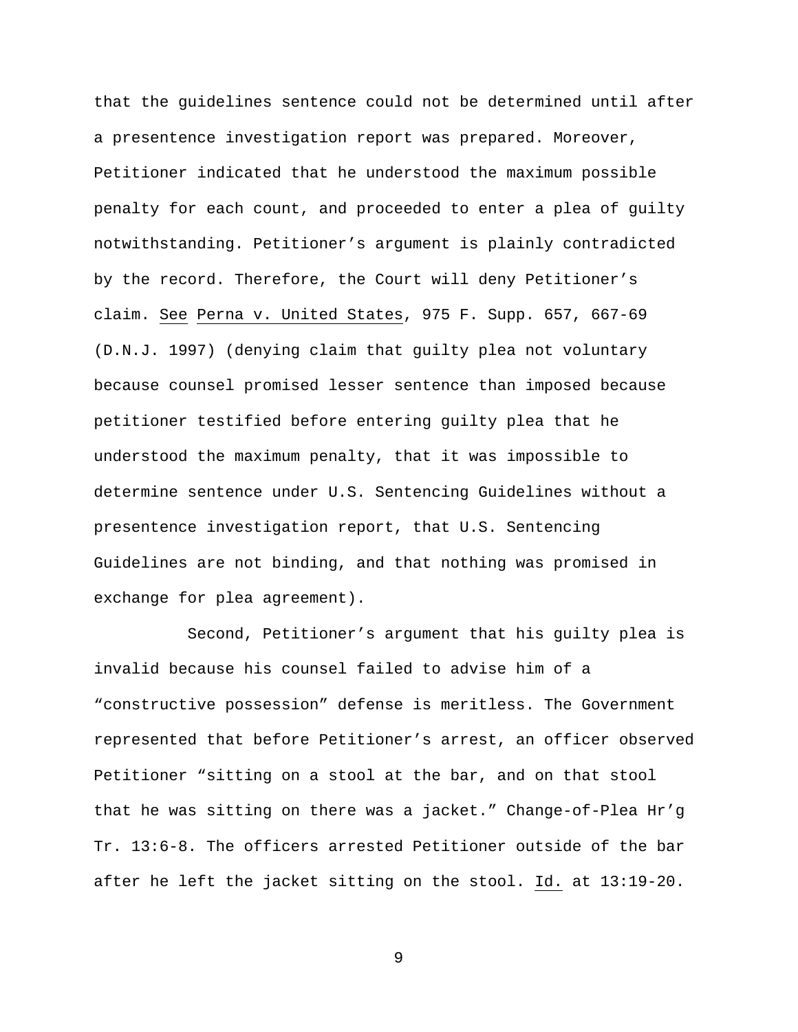that the guidelines sentence could not be determined until after a presentence investigation report was prepared. Moreover, Petitioner indicated that he understood the maximum possible penalty for each count, and proceeded to enter a plea of guilty notwithstanding. Petitioner's argument is plainly contradicted by the record. Therefore, the Court will deny Petitioner's claim. See Perna v. United States, 975 F. Supp. 657, 667-69 (D.N.J. 1997) (denying claim that guilty plea not voluntary because counsel promised lesser sentence than imposed because petitioner testified before entering guilty plea that he understood the maximum penalty, that it was impossible to determine sentence under U.S. Sentencing Guidelines without a presentence investigation report, that U.S. Sentencing Guidelines are not binding, and that nothing was promised in exchange for plea agreement).

Second, Petitioner's argument that his guilty plea is invalid because his counsel failed to advise him of a "constructive possession" defense is meritless. The Government represented that before Petitioner's arrest, an officer observed Petitioner "sitting on a stool at the bar, and on that stool that he was sitting on there was a jacket." Change-of-Plea Hr'g Tr. 13:6-8. The officers arrested Petitioner outside of the bar after he left the jacket sitting on the stool. Id. at 13:19-20.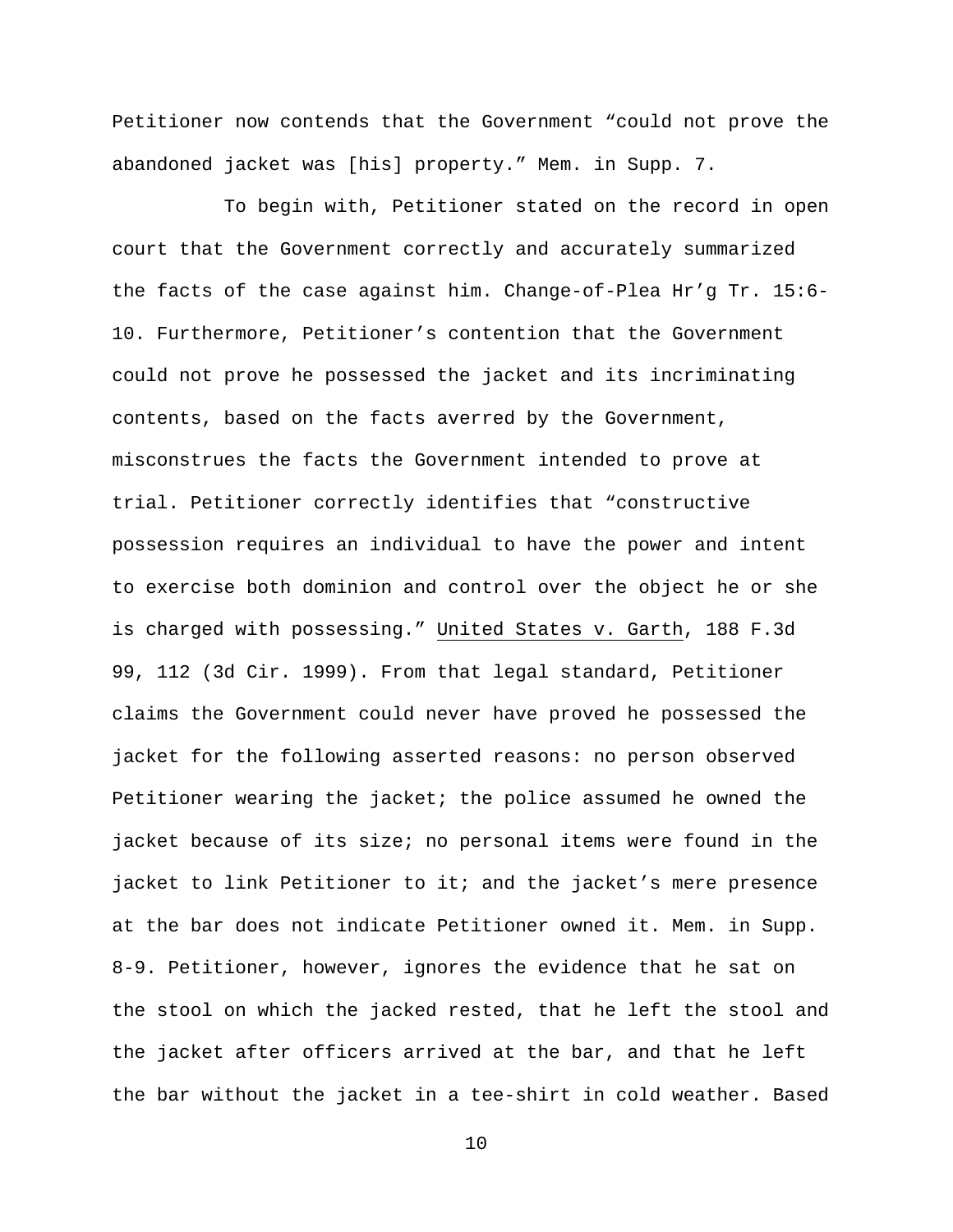Petitioner now contends that the Government "could not prove the abandoned jacket was [his] property." Mem. in Supp. 7.

To begin with, Petitioner stated on the record in open court that the Government correctly and accurately summarized the facts of the case against him. Change-of-Plea Hr'g Tr. 15:6-10. Furthermore, Petitioner's contention that the Government could not prove he possessed the jacket and its incriminating contents, based on the facts averred by the Government, misconstrues the facts the Government intended to prove at trial. Petitioner correctly identifies that "constructive possession requires an individual to have the power and intent to exercise both dominion and control over the object he or she is charged with possessing." United States v. Garth, 188 F.3d 99, 112 (3d Cir. 1999). From that legal standard, Petitioner claims the Government could never have proved he possessed the jacket for the following asserted reasons: no person observed Petitioner wearing the jacket; the police assumed he owned the jacket because of its size; no personal items were found in the jacket to link Petitioner to it; and the jacket's mere presence at the bar does not indicate Petitioner owned it. Mem. in Supp. 8-9. Petitioner, however, ignores the evidence that he sat on the stool on which the jacked rested, that he left the stool and the jacket after officers arrived at the bar, and that he left the bar without the jacket in a tee-shirt in cold weather. Based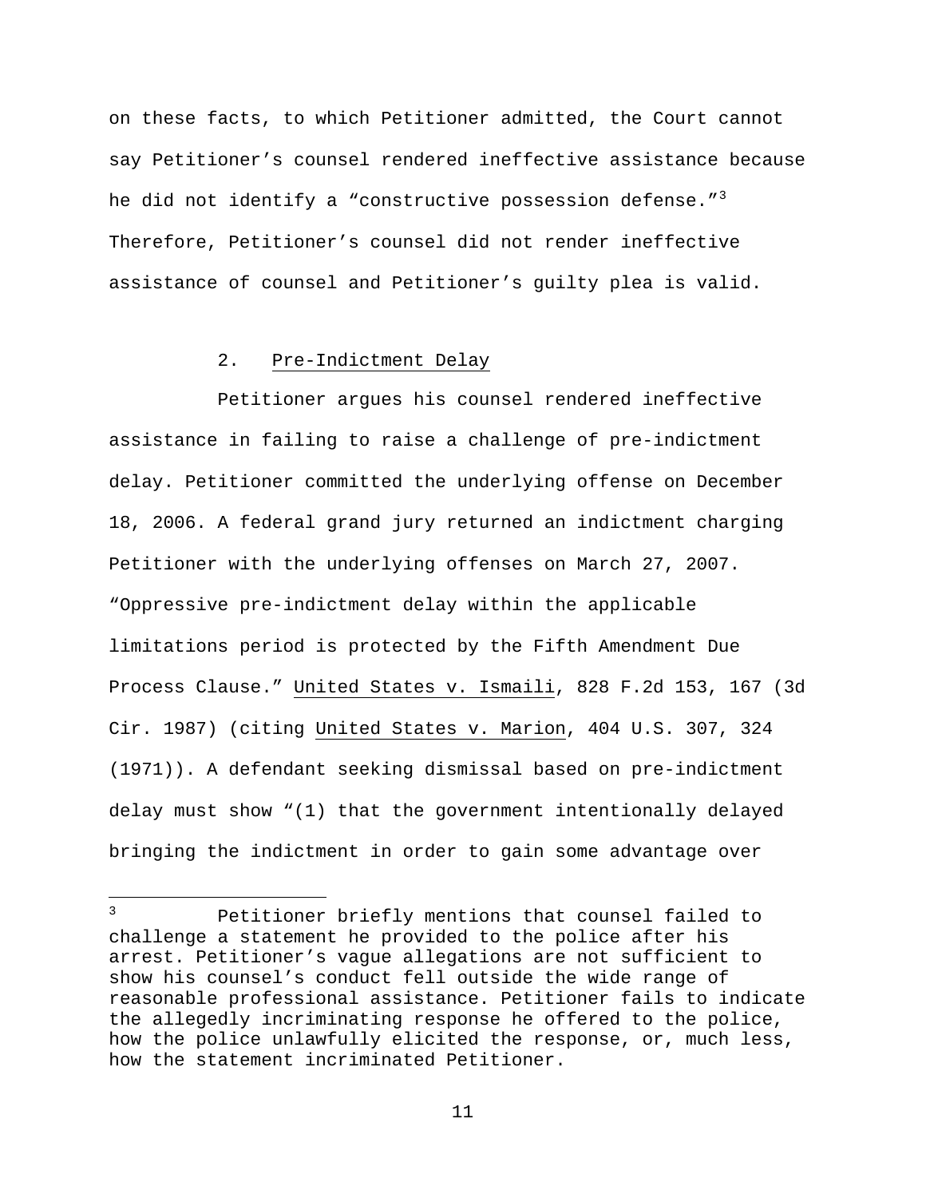on these facts, to which Petitioner admitted, the Court cannot say Petitioner's counsel rendered ineffective assistance because he did not identify a "constructive possession defense."[3] Therefore, Petitioner's counsel did not render ineffective assistance of counsel and Petitioner's guilty plea is valid.

2. Pre-Indictment Delay

Petitioner argues his counsel rendered ineffective assistance in failing to raise a challenge of pre-indictment delay. Petitioner committed the underlying offense on December 18, 2006. A federal grand jury returned an indictment charging Petitioner with the underlying offenses on March 27, 2007. "Oppressive pre-indictment delay within the applicable limitations period is protected by the Fifth Amendment Due Process Clause." United States v. Ismaili, 828 F.2d 153, 167 (3d Cir. 1987) (citing United States v. Marion, 404 U.S. 307, 324 (1971)). A defendant seeking dismissal based on pre-indictment delay must show "(1) that the government intentionally delayed bringing the indictment in order to gain some advantage over

---

[3] Petitioner briefly mentions that counsel failed to challenge a statement he provided to the police after his arrest. Petitioner's vague allegations are not sufficient to show his counsel's conduct fell outside the wide range of reasonable professional assistance. Petitioner fails to indicate the allegedly incriminating response he offered to the police, how the police unlawfully elicited the response, or, much less, how the statement incriminated Petitioner.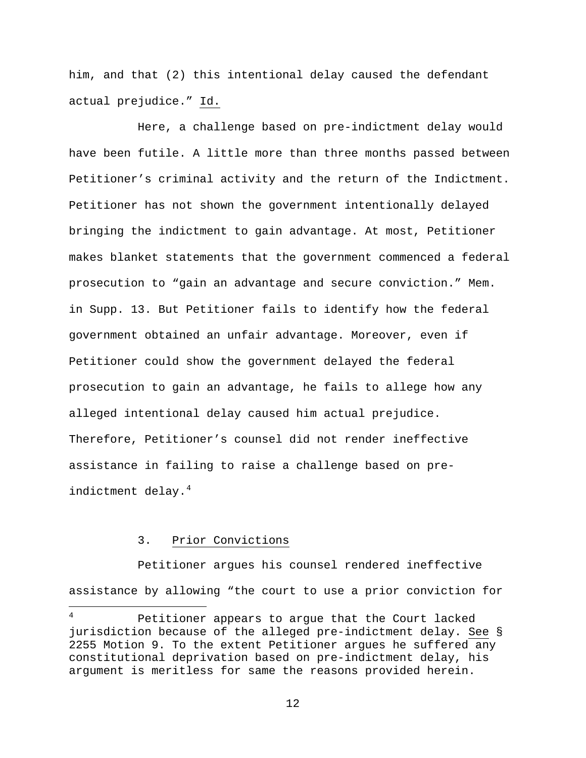him, and that (2) this intentional delay caused the defendant actual prejudice." Id.

Here, a challenge based on pre-indictment delay would have been futile. A little more than three months passed between Petitioner's criminal activity and the return of the Indictment. Petitioner has not shown the government intentionally delayed bringing the indictment to gain advantage. At most, Petitioner makes blanket statements that the government commenced a federal prosecution to "gain an advantage and secure conviction." Mem. in Supp. 13. But Petitioner fails to identify how the federal government obtained an unfair advantage. Moreover, even if Petitioner could show the government delayed the federal prosecution to gain an advantage, he fails to allege how any alleged intentional delay caused him actual prejudice. Therefore, Petitioner's counsel did not render ineffective assistance in failing to raise a challenge based on pre-indictment delay.[4]

### 3. Prior Convictions

Petitioner argues his counsel rendered ineffective assistance by allowing "the court to use a prior conviction for

---

[4] Petitioner appears to argue that the Court lacked jurisdiction because of the alleged pre-indictment delay. See § 2255 Motion 9. To the extent Petitioner argues he suffered any constitutional deprivation based on pre-indictment delay, his argument is meritless for same the reasons provided herein.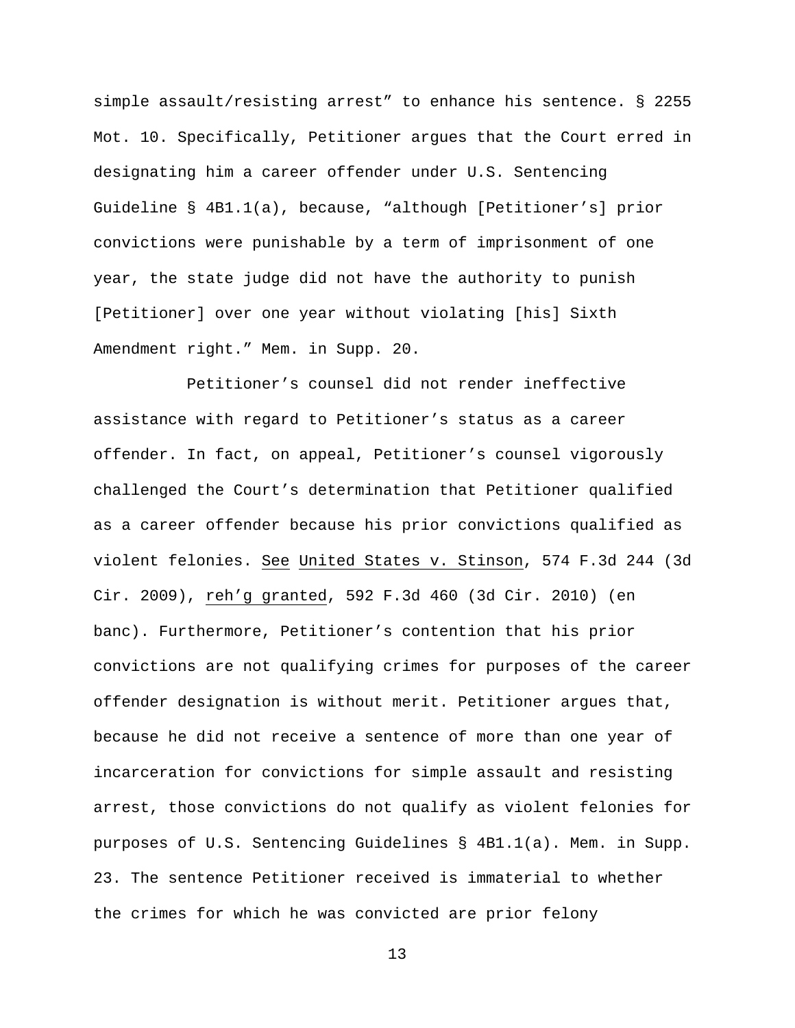simple assault/resisting arrest” to enhance his sentence. § 2255 Mot. 10. Specifically, Petitioner argues that the Court erred in designating him a career offender under U.S. Sentencing Guideline § 4B1.1(a), because, “although [Petitioner’s] prior convictions were punishable by a term of imprisonment of one year, the state judge did not have the authority to punish [Petitioner] over one year without violating [his] Sixth Amendment right.” Mem. in Supp. 20.

Petitioner’s counsel did not render ineffective assistance with regard to Petitioner’s status as a career offender. In fact, on appeal, Petitioner’s counsel vigorously challenged the Court’s determination that Petitioner qualified as a career offender because his prior convictions qualified as violent felonies. See United States v. Stinson, 574 F.3d 244 (3d Cir. 2009), reh’g granted, 592 F.3d 460 (3d Cir. 2010) (en banc). Furthermore, Petitioner’s contention that his prior convictions are not qualifying crimes for purposes of the career offender designation is without merit. Petitioner argues that, because he did not receive a sentence of more than one year of incarceration for convictions for simple assault and resisting arrest, those convictions do not qualify as violent felonies for purposes of U.S. Sentencing Guidelines § 4B1.1(a). Mem. in Supp. 23. The sentence Petitioner received is immaterial to whether the crimes for which he was convicted are prior felony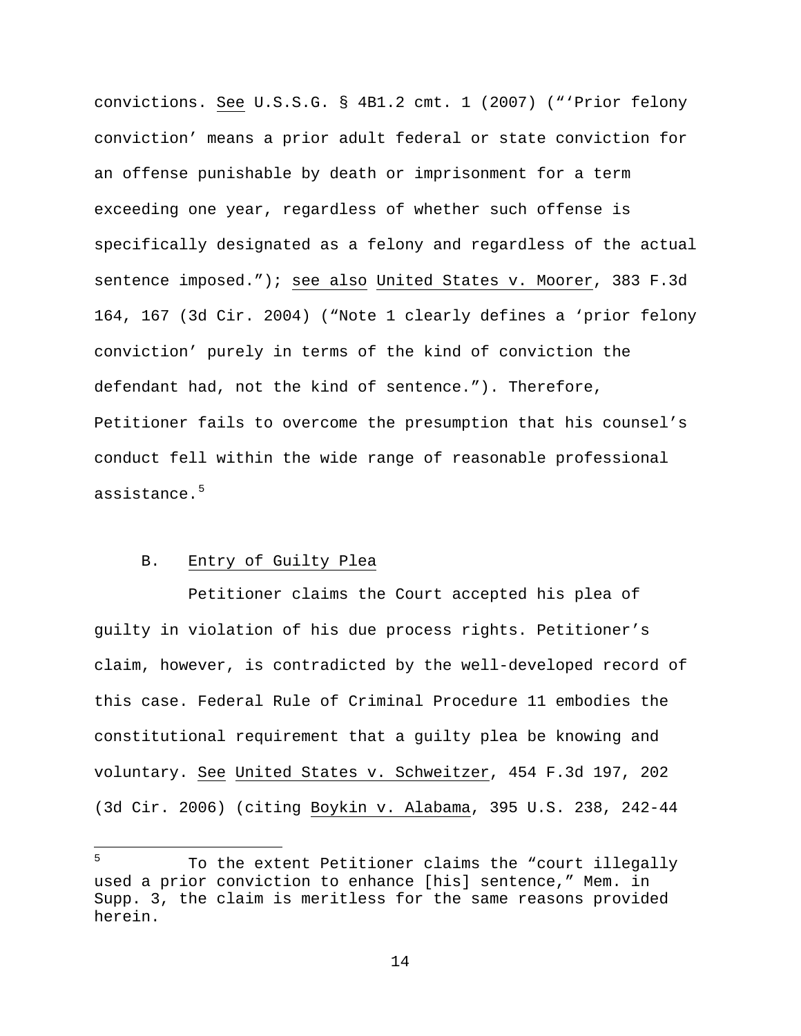convictions. See U.S.S.G. § 4B1.2 cmt. 1 (2007) ("'Prior felony conviction' means a prior adult federal or state conviction for an offense punishable by death or imprisonment for a term exceeding one year, regardless of whether such offense is specifically designated as a felony and regardless of the actual sentence imposed."); see also United States v. Moorer, 383 F.3d 164, 167 (3d Cir. 2004) ("Note 1 clearly defines a 'prior felony conviction' purely in terms of the kind of conviction the defendant had, not the kind of sentence."). Therefore, Petitioner fails to overcome the presumption that his counsel's conduct fell within the wide range of reasonable professional assistance.[5]

B. Entry of Guilty Plea

Petitioner claims the Court accepted his plea of guilty in violation of his due process rights. Petitioner's claim, however, is contradicted by the well-developed record of this case. Federal Rule of Criminal Procedure 11 embodies the constitutional requirement that a guilty plea be knowing and voluntary. See United States v. Schweitzer, 454 F.3d 197, 202 (3d Cir. 2006) (citing Boykin v. Alabama, 395 U.S. 238, 242-44

---

[5] To the extent Petitioner claims the "court illegally used a prior conviction to enhance [his] sentence," Mem. in Supp. 3, the claim is meritless for the same reasons provided herein.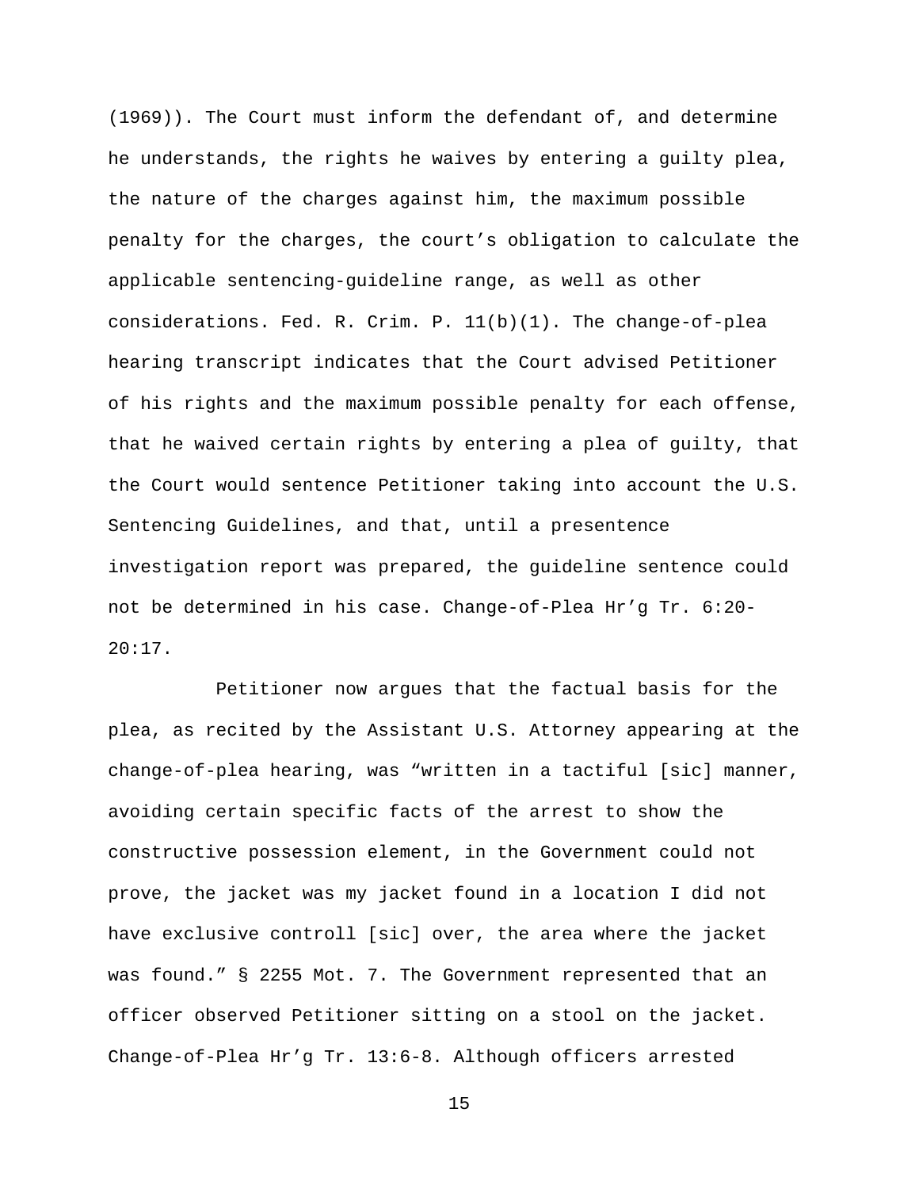(1969)). The Court must inform the defendant of, and determine he understands, the rights he waives by entering a guilty plea, the nature of the charges against him, the maximum possible penalty for the charges, the court's obligation to calculate the applicable sentencing-guideline range, as well as other considerations. Fed. R. Crim. P. 11(b)(1). The change-of-plea hearing transcript indicates that the Court advised Petitioner of his rights and the maximum possible penalty for each offense, that he waived certain rights by entering a plea of guilty, that the Court would sentence Petitioner taking into account the U.S. Sentencing Guidelines, and that, until a presentence investigation report was prepared, the guideline sentence could not be determined in his case. Change-of-Plea Hr'g Tr. 6:20-20:17.

Petitioner now argues that the factual basis for the plea, as recited by the Assistant U.S. Attorney appearing at the change-of-plea hearing, was "written in a tactiful [sic] manner, avoiding certain specific facts of the arrest to show the constructive possession element, in the Government could not prove, the jacket was my jacket found in a location I did not have exclusive controll [sic] over, the area where the jacket was found." § 2255 Mot. 7. The Government represented that an officer observed Petitioner sitting on a stool on the jacket. Change-of-Plea Hr'g Tr. 13:6-8. Although officers arrested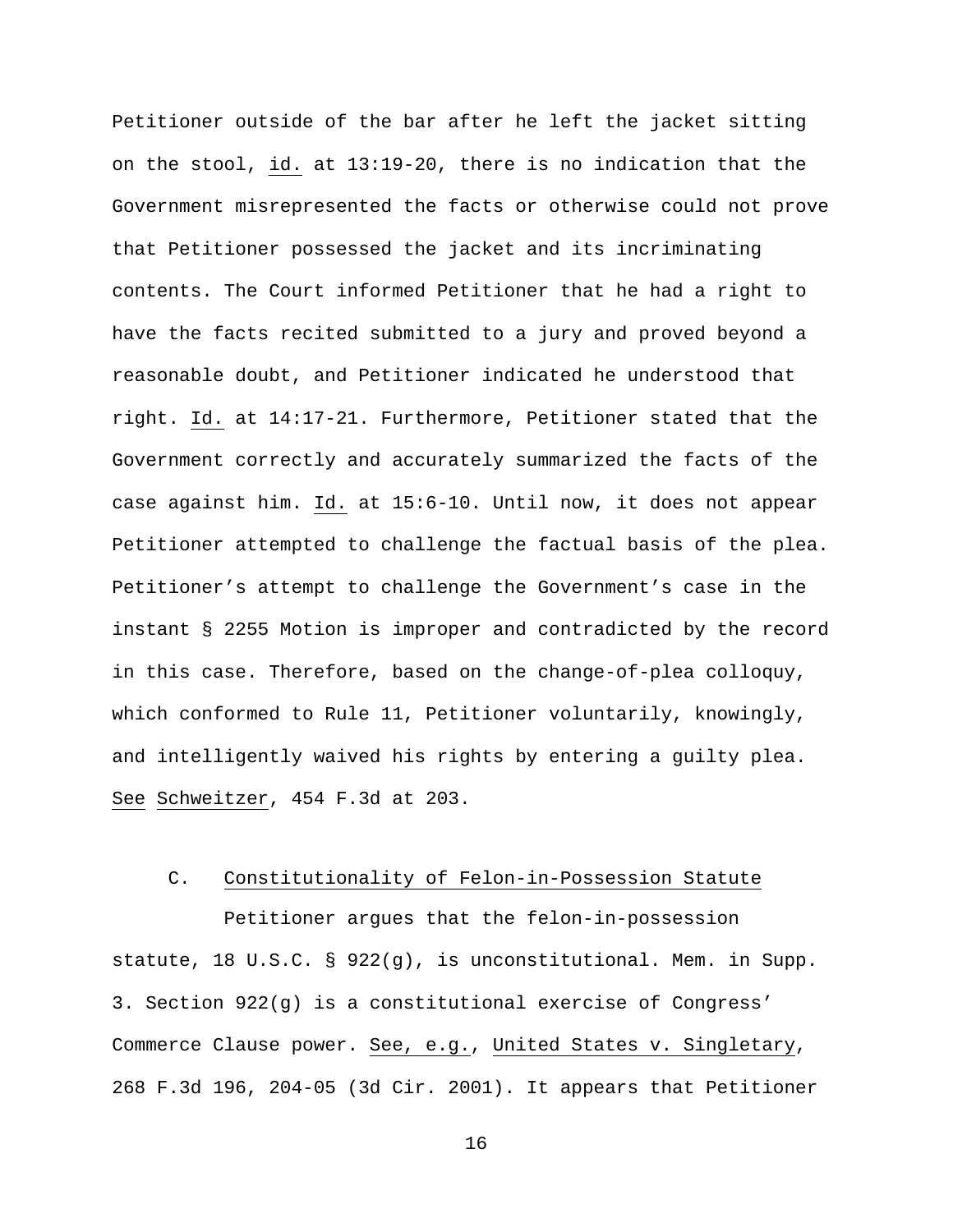Petitioner outside of the bar after he left the jacket sitting on the stool, id. at 13:19-20, there is no indication that the Government misrepresented the facts or otherwise could not prove that Petitioner possessed the jacket and its incriminating contents. The Court informed Petitioner that he had a right to have the facts recited submitted to a jury and proved beyond a reasonable doubt, and Petitioner indicated he understood that right. Id. at 14:17-21. Furthermore, Petitioner stated that the Government correctly and accurately summarized the facts of the case against him. Id. at 15:6-10. Until now, it does not appear Petitioner attempted to challenge the factual basis of the plea. Petitioner's attempt to challenge the Government's case in the instant § 2255 Motion is improper and contradicted by the record in this case. Therefore, based on the change-of-plea colloquy, which conformed to Rule 11, Petitioner voluntarily, knowingly, and intelligently waived his rights by entering a guilty plea. See Schweitzer, 454 F.3d at 203.

### C. Constitutionality of Felon-in-Possession Statute

Petitioner argues that the felon-in-possession statute, 18 U.S.C. § 922(g), is unconstitutional. Mem. in Supp. 3. Section 922(g) is a constitutional exercise of Congress' Commerce Clause power. See, e.g., United States v. Singletary, 268 F.3d 196, 204-05 (3d Cir. 2001). It appears that Petitioner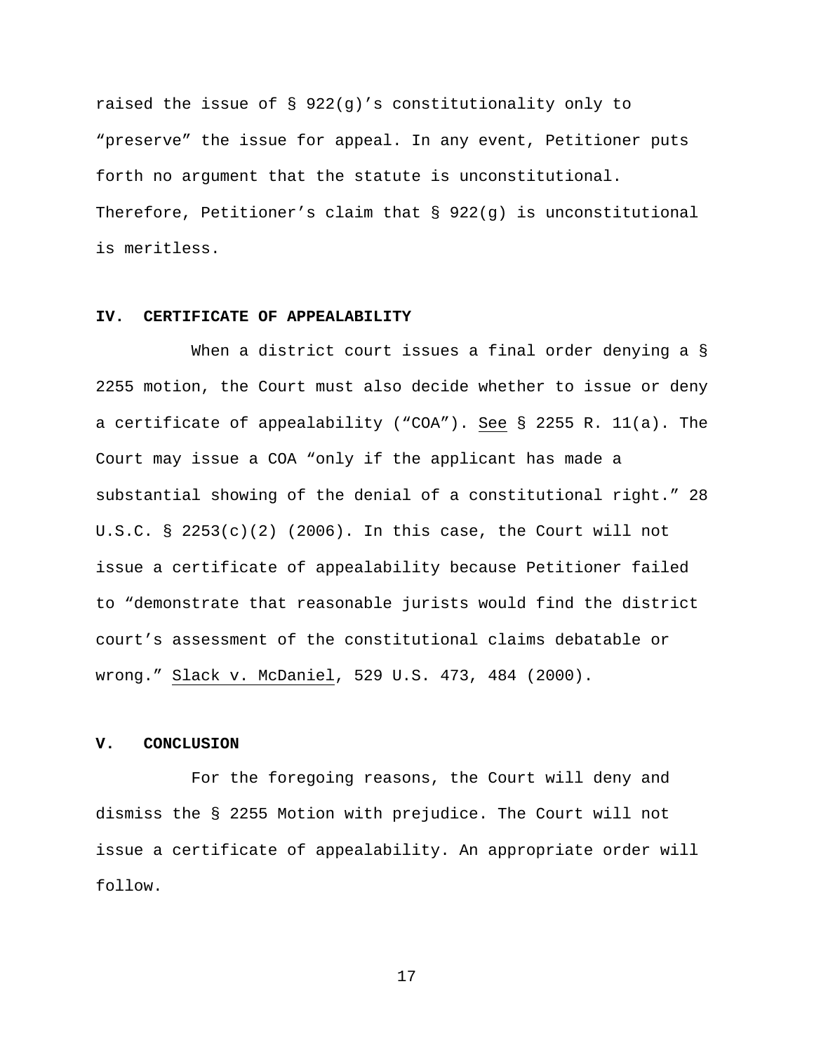raised the issue of § 922(g)’s constitutionality only to “preserve” the issue for appeal. In any event, Petitioner puts forth no argument that the statute is unconstitutional. Therefore, Petitioner’s claim that § 922(g) is unconstitutional is meritless.

## IV. CERTIFICATE OF APPEALABILITY

When a district court issues a final order denying a § 2255 motion, the Court must also decide whether to issue or deny a certificate of appealability (“COA”). See § 2255 R. 11(a). The Court may issue a COA “only if the applicant has made a substantial showing of the denial of a constitutional right.” 28 U.S.C. § 2253(c)(2) (2006). In this case, the Court will not issue a certificate of appealability because Petitioner failed to “demonstrate that reasonable jurists would find the district court’s assessment of the constitutional claims debatable or wrong.” Slack v. McDaniel, 529 U.S. 473, 484 (2000).

## V. CONCLUSION

For the foregoing reasons, the Court will deny and dismiss the § 2255 Motion with prejudice. The Court will not issue a certificate of appealability. An appropriate order will follow.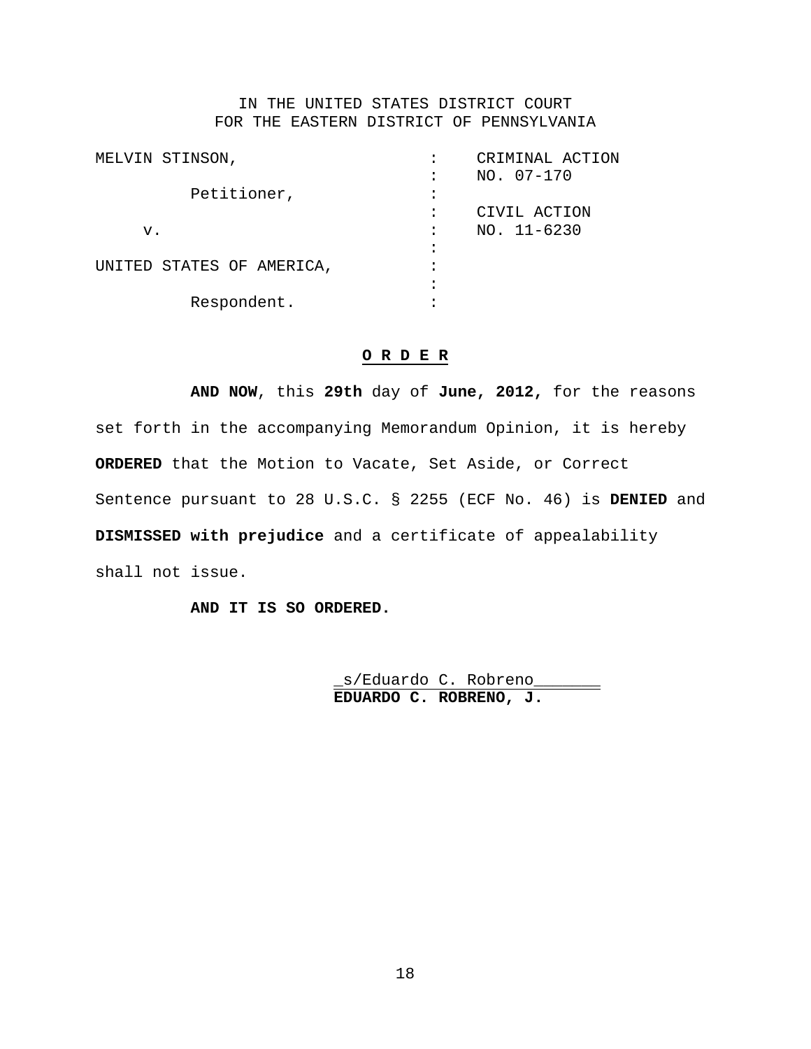IN THE UNITED STATES DISTRICT COURT
FOR THE EASTERN DISTRICT OF PENNSYLVANIA

| | | |
|---|---|---|
| MELVIN STINSON, | : | CRIMINAL ACTION |
| | : | NO. 07-170 |
| Petitioner, | : | |
| | : | CIVIL ACTION |
| v. | : | NO. 11-6230 |
| | : | |
| UNITED STATES OF AMERICA, | : | |
| | : | |
| Respondent. | : | |

**O R D E R**

**AND NOW**, this **29th** day of **June, 2012,** for the reasons set forth in the accompanying Memorandum Opinion, it is hereby **ORDERED** that the Motion to Vacate, Set Aside, or Correct Sentence pursuant to 28 U.S.C. § 2255 (ECF No. 46) is **DENIED** and **DISMISSED with prejudice** and a certificate of appealability shall not issue.

**AND IT IS SO ORDERED.**

_s/Eduardo C. Robreno_______
**EDUARDO C. ROBRENO, J.**